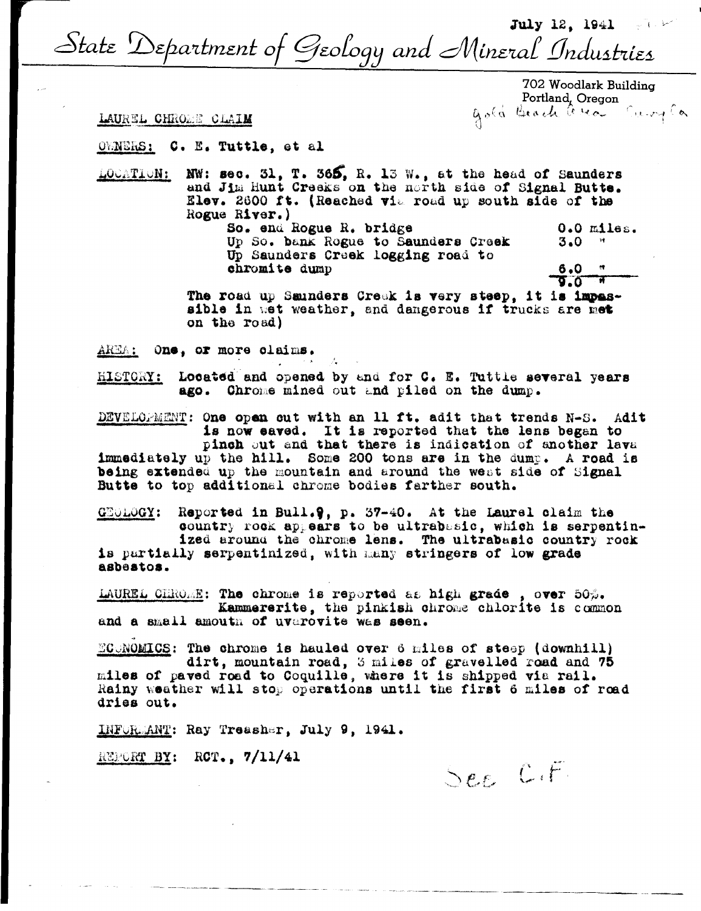July 12, 1941

State Department of Geology and Mineral Industries

702 Woodlark Building
Portland, Oregon

Gold Beach Area Curry Co

LAUREL CHROME CLAIM

OWNERS: C. E. Tuttle, et al

LOCATION: NW: sec. 31, T. 36S, R. 13 W., at the head of Saunders and Jim Hunt Creeks on the north side of Signal Butte. Elev. 2800 ft. (Reached via road up south side of the Rogue River.)

| | |
|---|---|
| So. end Rogue R. bridge | 0.0 miles. |
| Up So. bank Rogue to Saunders Creek | 3.0 " |
| Up Saunders Creek logging road to chromite dump | 6.0 " |
| | 9.0 " |

The road up Saunders Creek is very steep, it is impassible in wet weather, and dangerous if trucks are met on the road)

AREA: One, or more claims.

HISTORY: Located and opened by and for C. E. Tuttle several years ago. Chrome mined out and piled on the dump.

DEVELOPMENT: One open cut with an 11 ft. adit that trends N-S. Adit is now caved. It is reported that the lens began to pinch out and that there is indication of another lava immediately up the hill. Some 200 tons are in the dump. A road is being extended up the mountain and around the west side of Signal Butte to top additional chrome bodies farther south.

GEOLOGY: Reported in Bull.9, p. 37-40. At the Laurel claim the country rock appears to be ultrabasic, which is serpentinized around the chrome lens. The ultrabasic country rock is partially serpentinized, with many stringers of low grade asbestos.

LAUREL CHROME: The chrome is reported as high grade , over 50%. Kammererite, the pinkish chrome chlorite is common and a small amoutn of uvarovite was seen.

ECONOMICS: The chrome is hauled over 6 miles of steep (downhill) dirt, mountain road, 3 miles of gravelled road and 75 miles of paved road to Coquille, where it is shipped via rail. Rainy weather will stop operations until the first 6 miles of road dries out.

INFORMANT: Ray Treasher, July 9, 1941.

REPORT BY: RCT., 7/11/41

See C.F.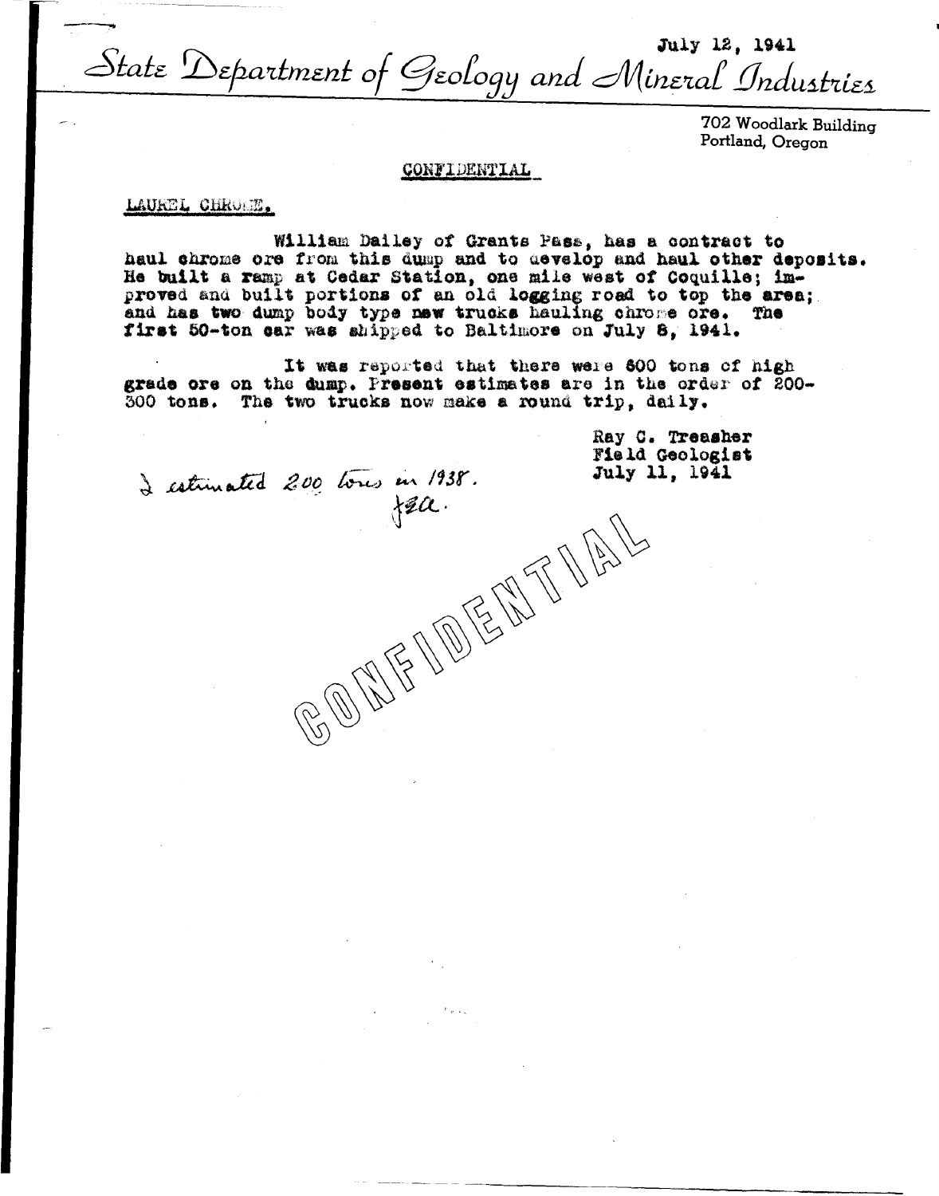July 12, 1941

State Department of Geology and Mineral Industries

702 Woodlark Building
Portland, Oregon

CONFIDENTIAL

LAUREL CHROME.

William Dailey of Grants Pass, has a contract to haul chrome ore from this dump and to develop and haul other deposits. He built a ramp at Cedar Station, one mile west of Coquille; improved and built portions of an old logging road to top the area; and has two dump body type new trucks hauling chrome ore. The first 50-ton car was shipped to Baltimore on July 8, 1941.

It was reported that there were 600 tons of high grade ore on the dump. Present estimates are in the order of 200-300 tons. The two trucks now make a round trip, daily.

Ray C. Treasher
Field Geologist
July 11, 1941

I estimated 200 tons in 1938.
FGA.

CONFIDENTIAL